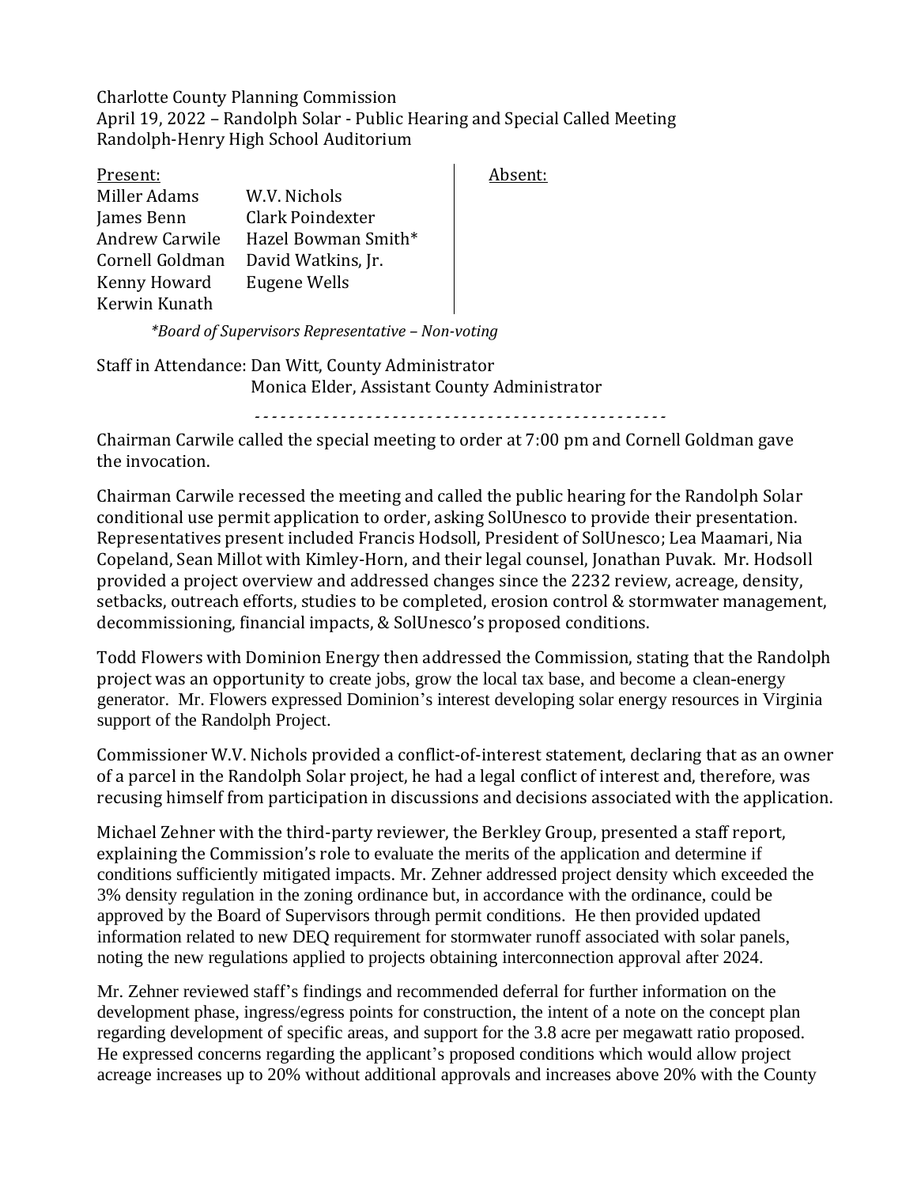Charlotte County Planning Commission
April 19, 2022 – Randolph Solar - Public Hearing and Special Called Meeting
Randolph-Henry High School Auditorium

| Present: | | Absent: |
|---|---|---|
| Miller Adams | W.V. Nichols | |
| James Benn | Clark Poindexter | |
| Andrew Carwile | Hazel Bowman Smith* | |
| Cornell Goldman | David Watkins, Jr. | |
| Kenny Howard | Eugene Wells | |
| Kerwin Kunath | | |

*\*Board of Supervisors Representative – Non-voting*

Staff in Attendance: Dan Witt, County Administrator
Monica Elder, Assistant County Administrator

- - - - - - - - - - - - - - - - - - - - - - - - - - - - - - - - - - - - - - - - - - - - - - - -

Chairman Carwile called the special meeting to order at 7:00 pm and Cornell Goldman gave the invocation.

Chairman Carwile recessed the meeting and called the public hearing for the Randolph Solar conditional use permit application to order, asking SolUnesco to provide their presentation. Representatives present included Francis Hodsoll, President of SolUnesco; Lea Maamari, Nia Copeland, Sean Millot with Kimley-Horn, and their legal counsel, Jonathan Puvak. Mr. Hodsoll provided a project overview and addressed changes since the 2232 review, acreage, density, setbacks, outreach efforts, studies to be completed, erosion control & stormwater management, decommissioning, financial impacts, & SolUnesco's proposed conditions.

Todd Flowers with Dominion Energy then addressed the Commission, stating that the Randolph project was an opportunity to create jobs, grow the local tax base, and become a clean-energy generator. Mr. Flowers expressed Dominion's interest developing solar energy resources in Virginia support of the Randolph Project.

Commissioner W.V. Nichols provided a conflict-of-interest statement, declaring that as an owner of a parcel in the Randolph Solar project, he had a legal conflict of interest and, therefore, was recusing himself from participation in discussions and decisions associated with the application.

Michael Zehner with the third-party reviewer, the Berkley Group, presented a staff report, explaining the Commission's role to evaluate the merits of the application and determine if conditions sufficiently mitigated impacts. Mr. Zehner addressed project density which exceeded the 3% density regulation in the zoning ordinance but, in accordance with the ordinance, could be approved by the Board of Supervisors through permit conditions. He then provided updated information related to new DEQ requirement for stormwater runoff associated with solar panels, noting the new regulations applied to projects obtaining interconnection approval after 2024.

Mr. Zehner reviewed staff's findings and recommended deferral for further information on the development phase, ingress/egress points for construction, the intent of a note on the concept plan regarding development of specific areas, and support for the 3.8 acre per megawatt ratio proposed. He expressed concerns regarding the applicant's proposed conditions which would allow project acreage increases up to 20% without additional approvals and increases above 20% with the County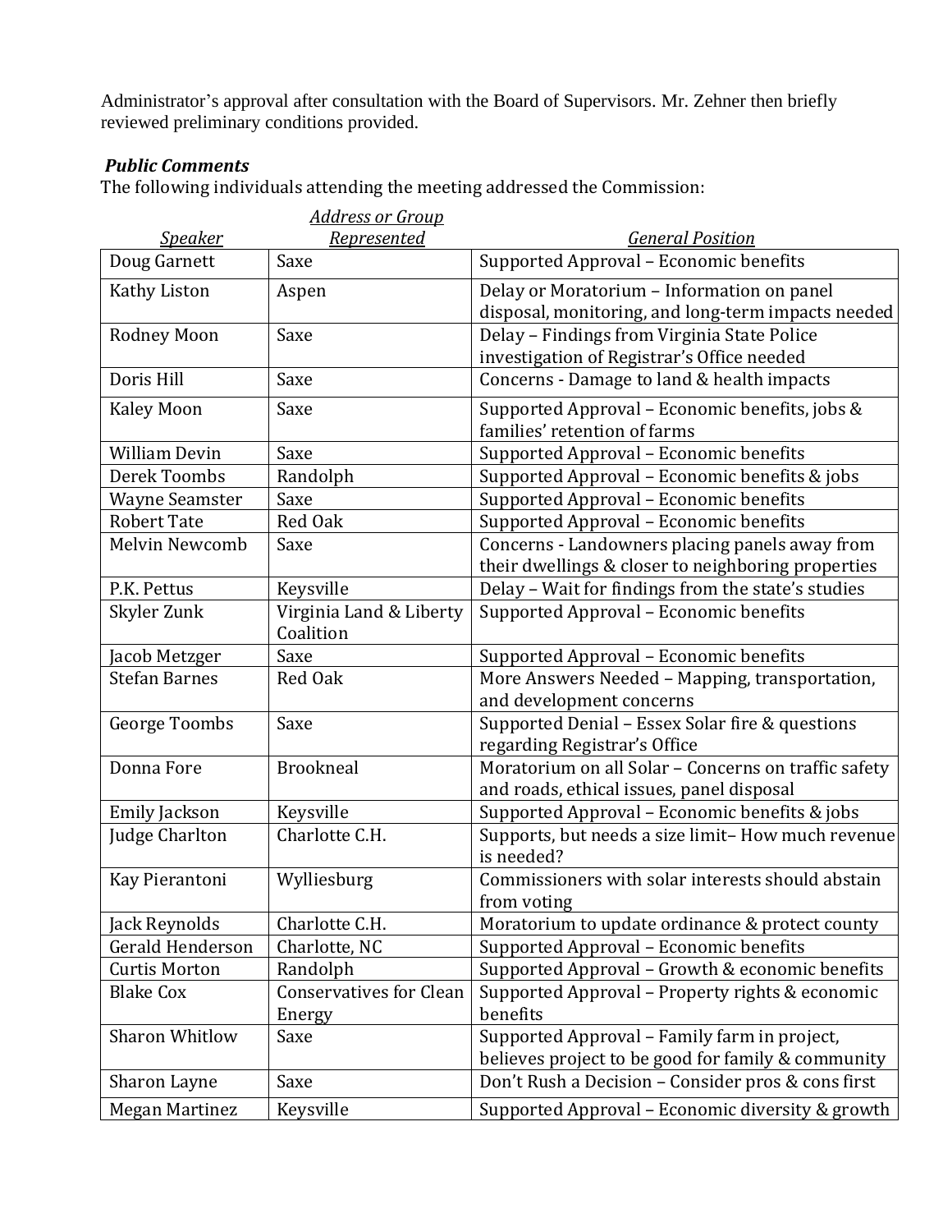Administrator's approval after consultation with the Board of Supervisors. Mr. Zehner then briefly reviewed preliminary conditions provided.

***Public Comments***

The following individuals attending the meeting addressed the Commission:

| *Speaker* | *Address or Group Represented* | *General Position* |
|---|---|---|
| Doug Garnett | Saxe | Supported Approval – Economic benefits |
| Kathy Liston | Aspen | Delay or Moratorium – Information on panel disposal, monitoring, and long-term impacts needed |
| Rodney Moon | Saxe | Delay – Findings from Virginia State Police investigation of Registrar's Office needed |
| Doris Hill | Saxe | Concerns - Damage to land & health impacts |
| Kaley Moon | Saxe | Supported Approval – Economic benefits, jobs & families' retention of farms |
| William Devin | Saxe | Supported Approval – Economic benefits |
| Derek Toombs | Randolph | Supported Approval – Economic benefits & jobs |
| Wayne Seamster | Saxe | Supported Approval – Economic benefits |
| Robert Tate | Red Oak | Supported Approval – Economic benefits |
| Melvin Newcomb | Saxe | Concerns - Landowners placing panels away from their dwellings & closer to neighboring properties |
| P.K. Pettus | Keysville | Delay – Wait for findings from the state's studies |
| Skyler Zunk | Virginia Land & Liberty Coalition | Supported Approval – Economic benefits |
| Jacob Metzger | Saxe | Supported Approval – Economic benefits |
| Stefan Barnes | Red Oak | More Answers Needed – Mapping, transportation, and development concerns |
| George Toombs | Saxe | Supported Denial – Essex Solar fire & questions regarding Registrar's Office |
| Donna Fore | Brookneal | Moratorium on all Solar – Concerns on traffic safety and roads, ethical issues, panel disposal |
| Emily Jackson | Keysville | Supported Approval – Economic benefits & jobs |
| Judge Charlton | Charlotte C.H. | Supports, but needs a size limit– How much revenue is needed? |
| Kay Pierantoni | Wylliesburg | Commissioners with solar interests should abstain from voting |
| Jack Reynolds | Charlotte C.H. | Moratorium to update ordinance & protect county |
| Gerald Henderson | Charlotte, NC | Supported Approval – Economic benefits |
| Curtis Morton | Randolph | Supported Approval – Growth & economic benefits |
| Blake Cox | Conservatives for Clean Energy | Supported Approval – Property rights & economic benefits |
| Sharon Whitlow | Saxe | Supported Approval – Family farm in project, believes project to be good for family & community |
| Sharon Layne | Saxe | Don't Rush a Decision – Consider pros & cons first |
| Megan Martinez | Keysville | Supported Approval – Economic diversity & growth |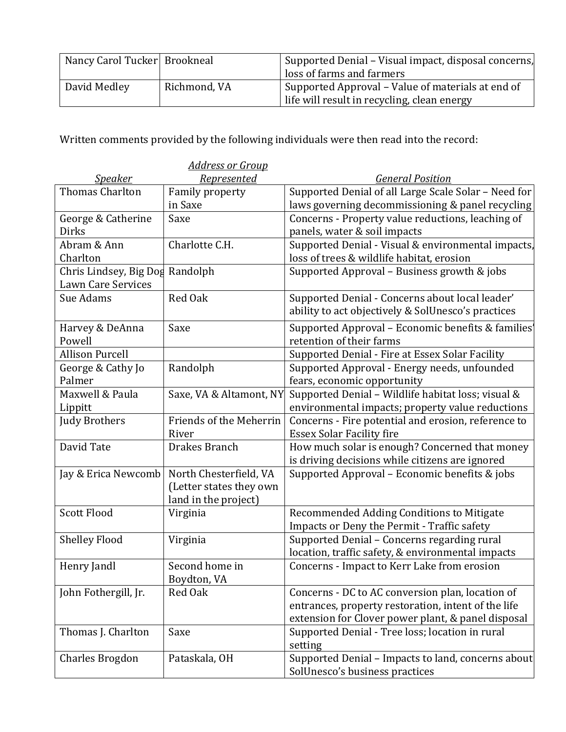| | | |
|---|---|---|
| Nancy Carol Tucker | Brookneal | Supported Denial – Visual impact, disposal concerns, loss of farms and farmers |
| David Medley | Richmond, VA | Supported Approval – Value of materials at end of life will result in recycling, clean energy |

Written comments provided by the following individuals were then read into the record:

| *Speaker* | *Address or Group Represented* | *General Position* |
|---|---|---|
| Thomas Charlton | Family property in Saxe | Supported Denial of all Large Scale Solar – Need for laws governing decommissioning & panel recycling |
| George & Catherine Dirks | Saxe | Concerns - Property value reductions, leaching of panels, water & soil impacts |
| Abram & Ann Charlton | Charlotte C.H. | Supported Denial - Visual & environmental impacts, loss of trees & wildlife habitat, erosion |
| Chris Lindsey, Big Dog Lawn Care Services | Randolph | Supported Approval – Business growth & jobs |
| Sue Adams | Red Oak | Supported Denial - Concerns about local leader' ability to act objectively & SolUnesco's practices |
| Harvey & DeAnna Powell | Saxe | Supported Approval – Economic benefits & families' retention of their farms |
| Allison Purcell | | Supported Denial - Fire at Essex Solar Facility |
| George & Cathy Jo Palmer | Randolph | Supported Approval - Energy needs, unfounded fears, economic opportunity |
| Maxwell & Paula Lippitt | Saxe, VA & Altamont, NY | Supported Denial – Wildlife habitat loss; visual & environmental impacts; property value reductions |
| Judy Brothers | Friends of the Meherrin River | Concerns - Fire potential and erosion, reference to Essex Solar Facility fire |
| David Tate | Drakes Branch | How much solar is enough? Concerned that money is driving decisions while citizens are ignored |
| Jay & Erica Newcomb | North Chesterfield, VA (Letter states they own land in the project) | Supported Approval – Economic benefits & jobs |
| Scott Flood | Virginia | Recommended Adding Conditions to Mitigate Impacts or Deny the Permit - Traffic safety |
| Shelley Flood | Virginia | Supported Denial – Concerns regarding rural location, traffic safety, & environmental impacts |
| Henry Jandl | Second home in Boydton, VA | Concerns - Impact to Kerr Lake from erosion |
| John Fothergill, Jr. | Red Oak | Concerns - DC to AC conversion plan, location of entrances, property restoration, intent of the life extension for Clover power plant, & panel disposal |
| Thomas J. Charlton | Saxe | Supported Denial - Tree loss; location in rural setting |
| Charles Brogdon | Pataskala, OH | Supported Denial – Impacts to land, concerns about SolUnesco's business practices |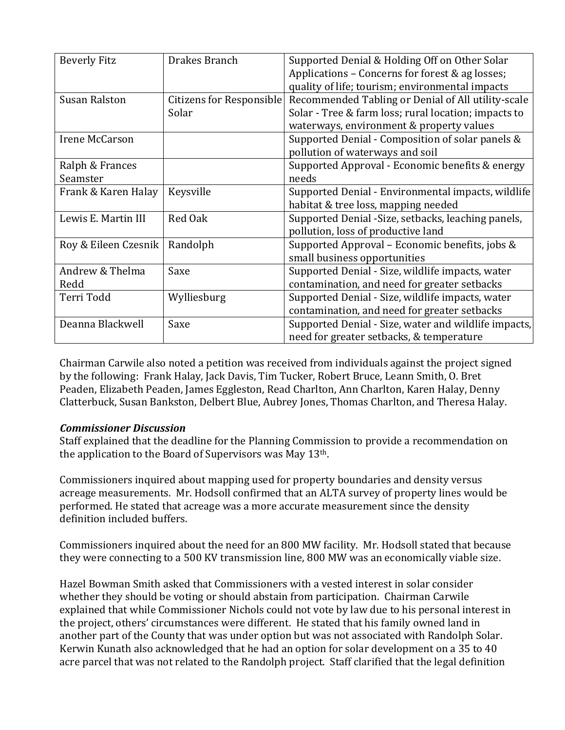| Beverly Fitz | Drakes Branch | Supported Denial & Holding Off on Other Solar Applications – Concerns for forest & ag losses; quality of life; tourism; environmental impacts |
|---|---|---|
| Susan Ralston | Citizens for Responsible Solar | Recommended Tabling or Denial of All utility-scale Solar - Tree & farm loss; rural location; impacts to waterways, environment & property values |
| Irene McCarson | | Supported Denial - Composition of solar panels & pollution of waterways and soil |
| Ralph & Frances Seamster | | Supported Approval - Economic benefits & energy needs |
| Frank & Karen Halay | Keysville | Supported Denial - Environmental impacts, wildlife habitat & tree loss, mapping needed |
| Lewis E. Martin III | Red Oak | Supported Denial -Size, setbacks, leaching panels, pollution, loss of productive land |
| Roy & Eileen Czesnik | Randolph | Supported Approval – Economic benefits, jobs & small business opportunities |
| Andrew & Thelma Redd | Saxe | Supported Denial - Size, wildlife impacts, water contamination, and need for greater setbacks |
| Terri Todd | Wylliesburg | Supported Denial - Size, wildlife impacts, water contamination, and need for greater setbacks |
| Deanna Blackwell | Saxe | Supported Denial - Size, water and wildlife impacts, need for greater setbacks, & temperature |

Chairman Carwile also noted a petition was received from individuals against the project signed by the following: Frank Halay, Jack Davis, Tim Tucker, Robert Bruce, Leann Smith, O. Bret Peaden, Elizabeth Peaden, James Eggleston, Read Charlton, Ann Charlton, Karen Halay, Denny Clatterbuck, Susan Bankston, Delbert Blue, Aubrey Jones, Thomas Charlton, and Theresa Halay.

***Commissioner Discussion***

Staff explained that the deadline for the Planning Commission to provide a recommendation on the application to the Board of Supervisors was May 13th.

Commissioners inquired about mapping used for property boundaries and density versus acreage measurements. Mr. Hodsoll confirmed that an ALTA survey of property lines would be performed. He stated that acreage was a more accurate measurement since the density definition included buffers.

Commissioners inquired about the need for an 800 MW facility. Mr. Hodsoll stated that because they were connecting to a 500 KV transmission line, 800 MW was an economically viable size.

Hazel Bowman Smith asked that Commissioners with a vested interest in solar consider whether they should be voting or should abstain from participation. Chairman Carwile explained that while Commissioner Nichols could not vote by law due to his personal interest in the project, others' circumstances were different. He stated that his family owned land in another part of the County that was under option but was not associated with Randolph Solar. Kerwin Kunath also acknowledged that he had an option for solar development on a 35 to 40 acre parcel that was not related to the Randolph project. Staff clarified that the legal definition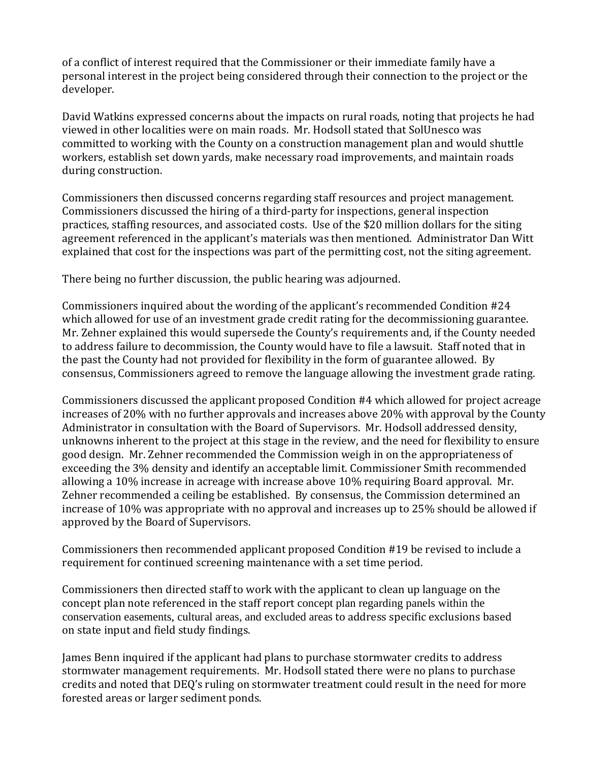of a conflict of interest required that the Commissioner or their immediate family have a personal interest in the project being considered through their connection to the project or the developer.

David Watkins expressed concerns about the impacts on rural roads, noting that projects he had viewed in other localities were on main roads. Mr. Hodsoll stated that SolUnesco was committed to working with the County on a construction management plan and would shuttle workers, establish set down yards, make necessary road improvements, and maintain roads during construction.

Commissioners then discussed concerns regarding staff resources and project management. Commissioners discussed the hiring of a third-party for inspections, general inspection practices, staffing resources, and associated costs. Use of the $20 million dollars for the siting agreement referenced in the applicant's materials was then mentioned. Administrator Dan Witt explained that cost for the inspections was part of the permitting cost, not the siting agreement.

There being no further discussion, the public hearing was adjourned.

Commissioners inquired about the wording of the applicant's recommended Condition #24 which allowed for use of an investment grade credit rating for the decommissioning guarantee. Mr. Zehner explained this would supersede the County's requirements and, if the County needed to address failure to decommission, the County would have to file a lawsuit. Staff noted that in the past the County had not provided for flexibility in the form of guarantee allowed. By consensus, Commissioners agreed to remove the language allowing the investment grade rating.

Commissioners discussed the applicant proposed Condition #4 which allowed for project acreage increases of 20% with no further approvals and increases above 20% with approval by the County Administrator in consultation with the Board of Supervisors. Mr. Hodsoll addressed density, unknowns inherent to the project at this stage in the review, and the need for flexibility to ensure good design. Mr. Zehner recommended the Commission weigh in on the appropriateness of exceeding the 3% density and identify an acceptable limit. Commissioner Smith recommended allowing a 10% increase in acreage with increase above 10% requiring Board approval. Mr. Zehner recommended a ceiling be established. By consensus, the Commission determined an increase of 10% was appropriate with no approval and increases up to 25% should be allowed if approved by the Board of Supervisors.

Commissioners then recommended applicant proposed Condition #19 be revised to include a requirement for continued screening maintenance with a set time period.

Commissioners then directed staff to work with the applicant to clean up language on the concept plan note referenced in the staff report concept plan regarding panels within the conservation easements, cultural areas, and excluded areas to address specific exclusions based on state input and field study findings.

James Benn inquired if the applicant had plans to purchase stormwater credits to address stormwater management requirements. Mr. Hodsoll stated there were no plans to purchase credits and noted that DEQ's ruling on stormwater treatment could result in the need for more forested areas or larger sediment ponds.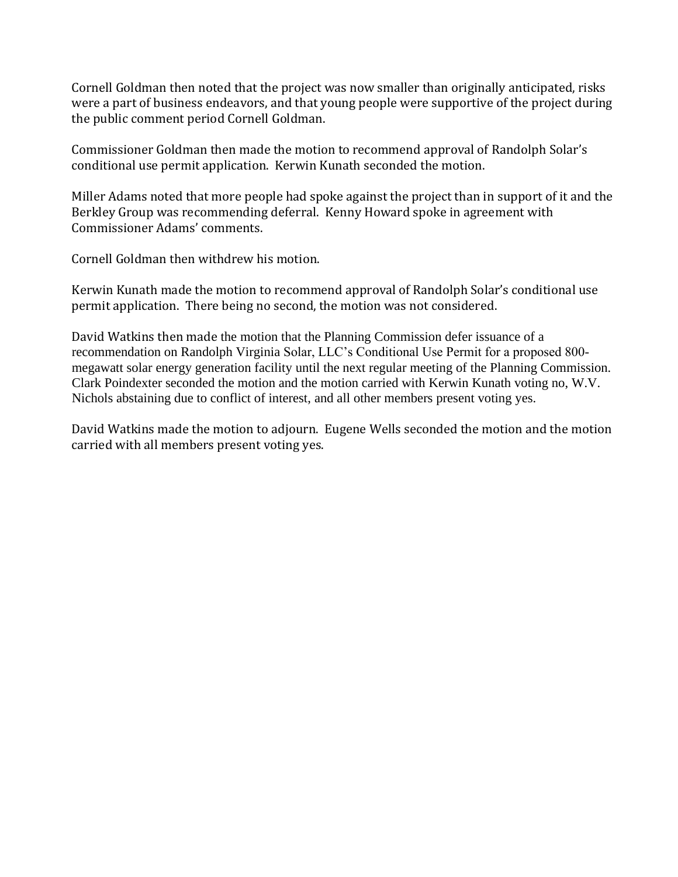Cornell Goldman then noted that the project was now smaller than originally anticipated, risks were a part of business endeavors, and that young people were supportive of the project during the public comment period Cornell Goldman.

Commissioner Goldman then made the motion to recommend approval of Randolph Solar's conditional use permit application. Kerwin Kunath seconded the motion.

Miller Adams noted that more people had spoke against the project than in support of it and the Berkley Group was recommending deferral. Kenny Howard spoke in agreement with Commissioner Adams' comments.

Cornell Goldman then withdrew his motion.

Kerwin Kunath made the motion to recommend approval of Randolph Solar's conditional use permit application. There being no second, the motion was not considered.

David Watkins then made the motion that the Planning Commission defer issuance of a recommendation on Randolph Virginia Solar, LLC's Conditional Use Permit for a proposed 800-megawatt solar energy generation facility until the next regular meeting of the Planning Commission. Clark Poindexter seconded the motion and the motion carried with Kerwin Kunath voting no, W.V. Nichols abstaining due to conflict of interest, and all other members present voting yes.

David Watkins made the motion to adjourn. Eugene Wells seconded the motion and the motion carried with all members present voting yes.